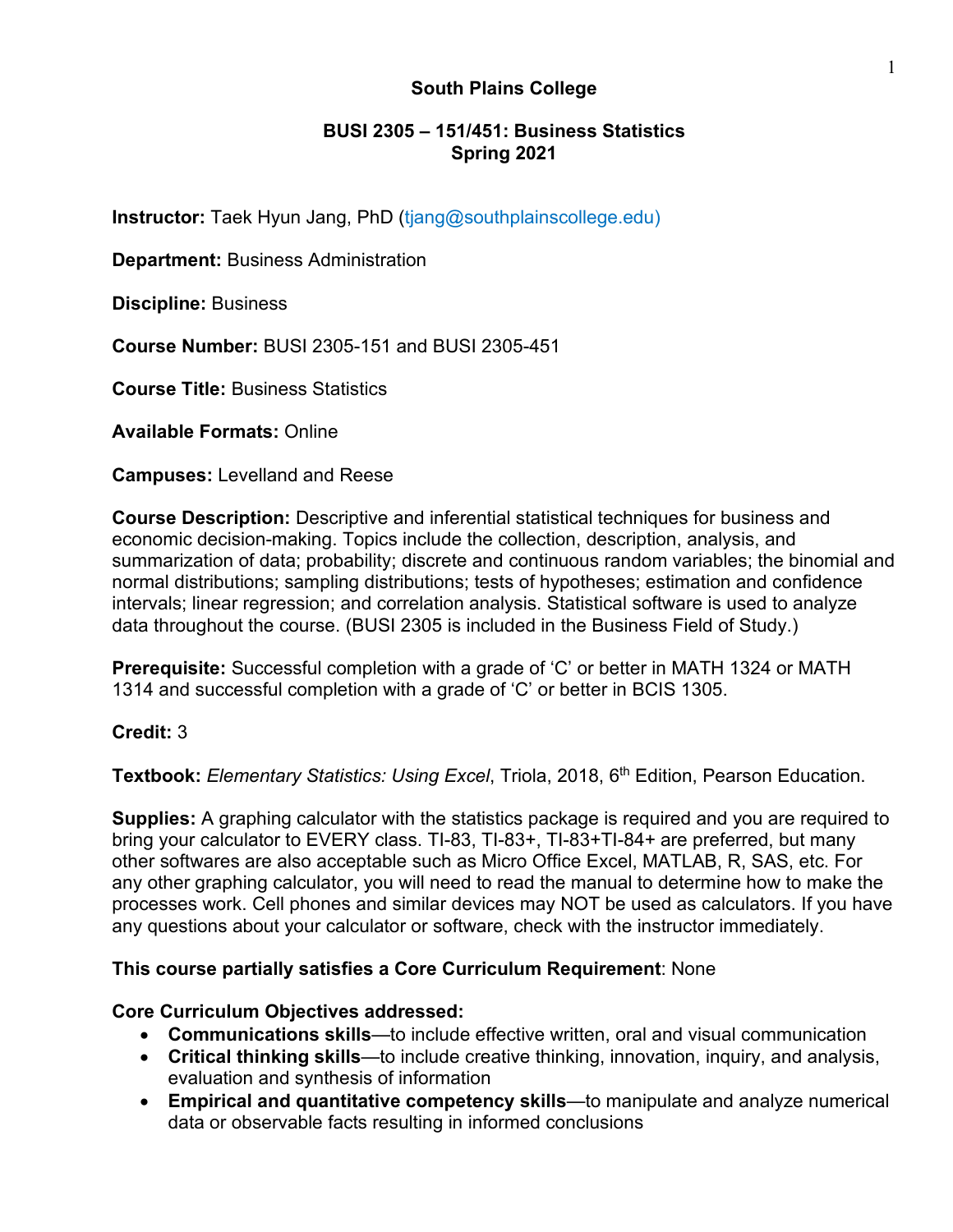**South Plains College**

**BUSI 2305 – 151/451: Business Statistics**
**Spring 2021**

**Instructor:** Taek Hyun Jang, PhD (tjang@southplainscollege.edu)

**Department:** Business Administration

**Discipline:** Business

**Course Number:** BUSI 2305-151 and BUSI 2305-451

**Course Title:** Business Statistics

**Available Formats:** Online

**Campuses:** Levelland and Reese

**Course Description:** Descriptive and inferential statistical techniques for business and economic decision-making. Topics include the collection, description, analysis, and summarization of data; probability; discrete and continuous random variables; the binomial and normal distributions; sampling distributions; tests of hypotheses; estimation and confidence intervals; linear regression; and correlation analysis. Statistical software is used to analyze data throughout the course. (BUSI 2305 is included in the Business Field of Study.)

**Prerequisite:** Successful completion with a grade of 'C' or better in MATH 1324 or MATH 1314 and successful completion with a grade of 'C' or better in BCIS 1305.

**Credit:** 3

**Textbook:** *Elementary Statistics: Using Excel*, Triola, 2018, 6th Edition, Pearson Education.

**Supplies:** A graphing calculator with the statistics package is required and you are required to bring your calculator to EVERY class. TI-83, TI-83+, TI-83+TI-84+ are preferred, but many other softwares are also acceptable such as Micro Office Excel, MATLAB, R, SAS, etc. For any other graphing calculator, you will need to read the manual to determine how to make the processes work. Cell phones and similar devices may NOT be used as calculators. If you have any questions about your calculator or software, check with the instructor immediately.

**This course partially satisfies a Core Curriculum Requirement**: None

**Core Curriculum Objectives addressed:**

- **Communications skills**—to include effective written, oral and visual communication
- **Critical thinking skills**—to include creative thinking, innovation, inquiry, and analysis, evaluation and synthesis of information
- **Empirical and quantitative competency skills**—to manipulate and analyze numerical data or observable facts resulting in informed conclusions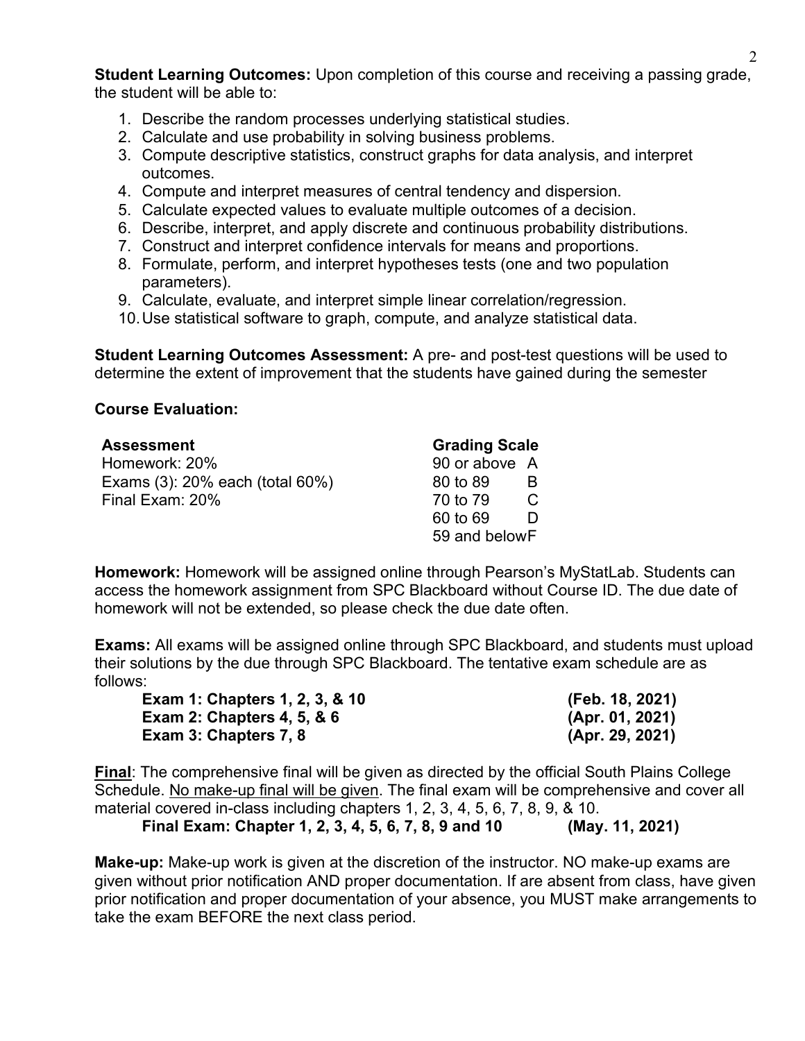**Student Learning Outcomes:** Upon completion of this course and receiving a passing grade, the student will be able to:

1. Describe the random processes underlying statistical studies.
2. Calculate and use probability in solving business problems.
3. Compute descriptive statistics, construct graphs for data analysis, and interpret outcomes.
4. Compute and interpret measures of central tendency and dispersion.
5. Calculate expected values to evaluate multiple outcomes of a decision.
6. Describe, interpret, and apply discrete and continuous probability distributions.
7. Construct and interpret confidence intervals for means and proportions.
8. Formulate, perform, and interpret hypotheses tests (one and two population parameters).
9. Calculate, evaluate, and interpret simple linear correlation/regression.
10. Use statistical software to graph, compute, and analyze statistical data.

**Student Learning Outcomes Assessment:** A pre- and post-test questions will be used to determine the extent of improvement that the students have gained during the semester

**Course Evaluation:**

| **Assessment** | **Grading Scale** | |
|---|---|---|
| Homework: 20% | 90 or above | A |
| Exams (3): 20% each (total 60%) | 80 to 89 | B |
| Final Exam: 20% | 70 to 79 | C |
| | 60 to 69 | D |
| | 59 and below | F |

**Homework:** Homework will be assigned online through Pearson's MyStatLab. Students can access the homework assignment from SPC Blackboard without Course ID. The due date of homework will not be extended, so please check the due date often.

**Exams:** All exams will be assigned online through SPC Blackboard, and students must upload their solutions by the due through SPC Blackboard. The tentative exam schedule are as follows:

**Exam 1: Chapters 1, 2, 3, & 10 (Feb. 18, 2021)**
**Exam 2: Chapters 4, 5, & 6 (Apr. 01, 2021)**
**Exam 3: Chapters 7, 8 (Apr. 29, 2021)**

**Final**: The comprehensive final will be given as directed by the official South Plains College Schedule. No make-up final will be given. The final exam will be comprehensive and cover all material covered in-class including chapters 1, 2, 3, 4, 5, 6, 7, 8, 9, & 10.

**Final Exam: Chapter 1, 2, 3, 4, 5, 6, 7, 8, 9 and 10 (May. 11, 2021)**

**Make-up:** Make-up work is given at the discretion of the instructor. NO make-up exams are given without prior notification AND proper documentation. If are absent from class, have given prior notification and proper documentation of your absence, you MUST make arrangements to take the exam BEFORE the next class period.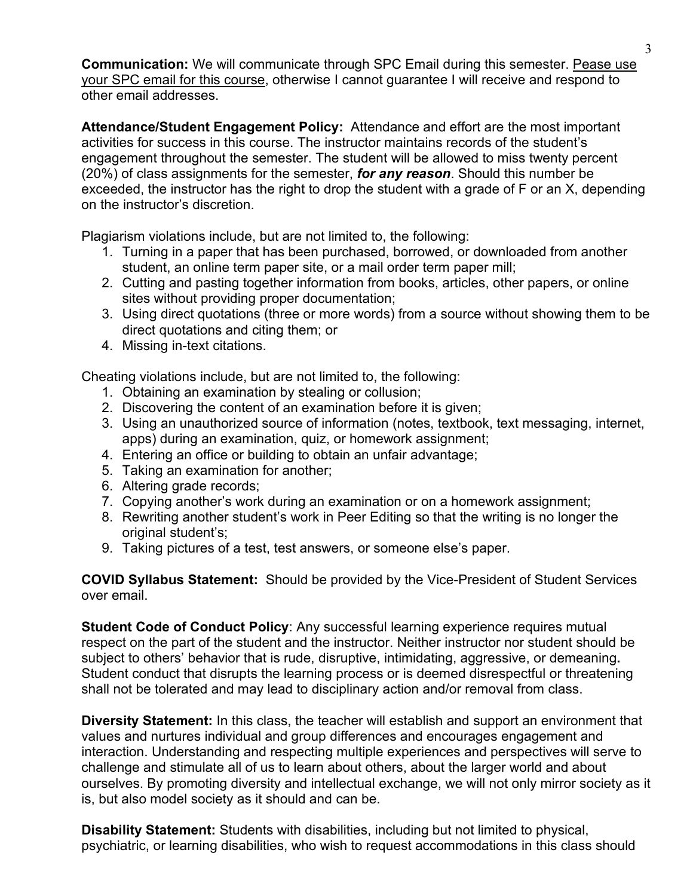**Communication:** We will communicate through SPC Email during this semester. <u>Pease use your SPC email for this course</u>, otherwise I cannot guarantee I will receive and respond to other email addresses.

**Attendance/Student Engagement Policy:** Attendance and effort are the most important activities for success in this course. The instructor maintains records of the student's engagement throughout the semester. The student will be allowed to miss twenty percent (20%) of class assignments for the semester, ***for any reason***. Should this number be exceeded, the instructor has the right to drop the student with a grade of F or an X, depending on the instructor's discretion.

Plagiarism violations include, but are not limited to, the following:

1. Turning in a paper that has been purchased, borrowed, or downloaded from another student, an online term paper site, or a mail order term paper mill;
2. Cutting and pasting together information from books, articles, other papers, or online sites without providing proper documentation;
3. Using direct quotations (three or more words) from a source without showing them to be direct quotations and citing them; or
4. Missing in-text citations.

Cheating violations include, but are not limited to, the following:

1. Obtaining an examination by stealing or collusion;
2. Discovering the content of an examination before it is given;
3. Using an unauthorized source of information (notes, textbook, text messaging, internet, apps) during an examination, quiz, or homework assignment;
4. Entering an office or building to obtain an unfair advantage;
5. Taking an examination for another;
6. Altering grade records;
7. Copying another's work during an examination or on a homework assignment;
8. Rewriting another student's work in Peer Editing so that the writing is no longer the original student's;
9. Taking pictures of a test, test answers, or someone else's paper.

**COVID Syllabus Statement:** Should be provided by the Vice-President of Student Services over email.

**Student Code of Conduct Policy**: Any successful learning experience requires mutual respect on the part of the student and the instructor. Neither instructor nor student should be subject to others' behavior that is rude, disruptive, intimidating, aggressive, or demeaning**.** Student conduct that disrupts the learning process or is deemed disrespectful or threatening shall not be tolerated and may lead to disciplinary action and/or removal from class.

**Diversity Statement:** In this class, the teacher will establish and support an environment that values and nurtures individual and group differences and encourages engagement and interaction. Understanding and respecting multiple experiences and perspectives will serve to challenge and stimulate all of us to learn about others, about the larger world and about ourselves. By promoting diversity and intellectual exchange, we will not only mirror society as it is, but also model society as it should and can be.

**Disability Statement:** Students with disabilities, including but not limited to physical, psychiatric, or learning disabilities, who wish to request accommodations in this class should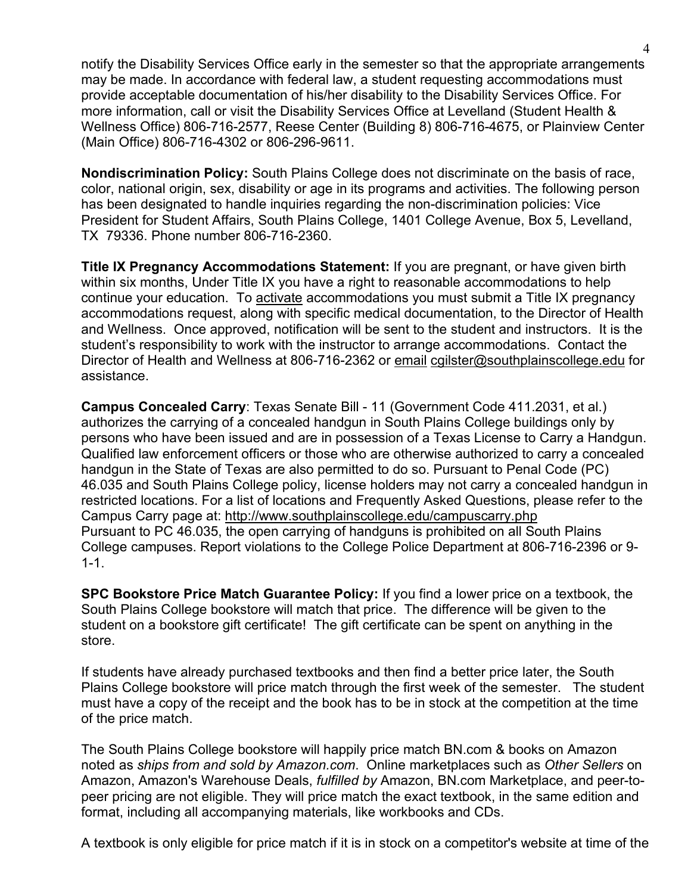notify the Disability Services Office early in the semester so that the appropriate arrangements may be made. In accordance with federal law, a student requesting accommodations must provide acceptable documentation of his/her disability to the Disability Services Office. For more information, call or visit the Disability Services Office at Levelland (Student Health & Wellness Office) 806-716-2577, Reese Center (Building 8) 806-716-4675, or Plainview Center (Main Office) 806-716-4302 or 806-296-9611.

**Nondiscrimination Policy:** South Plains College does not discriminate on the basis of race, color, national origin, sex, disability or age in its programs and activities. The following person has been designated to handle inquiries regarding the non-discrimination policies: Vice President for Student Affairs, South Plains College, 1401 College Avenue, Box 5, Levelland, TX 79336. Phone number 806-716-2360.

**Title IX Pregnancy Accommodations Statement:** If you are pregnant, or have given birth within six months, Under Title IX you have a right to reasonable accommodations to help continue your education. To activate accommodations you must submit a Title IX pregnancy accommodations request, along with specific medical documentation, to the Director of Health and Wellness. Once approved, notification will be sent to the student and instructors. It is the student's responsibility to work with the instructor to arrange accommodations. Contact the Director of Health and Wellness at 806-716-2362 or email cgilster@southplainscollege.edu for assistance.

**Campus Concealed Carry**: Texas Senate Bill - 11 (Government Code 411.2031, et al.) authorizes the carrying of a concealed handgun in South Plains College buildings only by persons who have been issued and are in possession of a Texas License to Carry a Handgun. Qualified law enforcement officers or those who are otherwise authorized to carry a concealed handgun in the State of Texas are also permitted to do so. Pursuant to Penal Code (PC) 46.035 and South Plains College policy, license holders may not carry a concealed handgun in restricted locations. For a list of locations and Frequently Asked Questions, please refer to the Campus Carry page at: http://www.southplainscollege.edu/campuscarry.php
Pursuant to PC 46.035, the open carrying of handguns is prohibited on all South Plains College campuses. Report violations to the College Police Department at 806-716-2396 or 9-1-1.

**SPC Bookstore Price Match Guarantee Policy:** If you find a lower price on a textbook, the South Plains College bookstore will match that price. The difference will be given to the student on a bookstore gift certificate! The gift certificate can be spent on anything in the store.

If students have already purchased textbooks and then find a better price later, the South Plains College bookstore will price match through the first week of the semester. The student must have a copy of the receipt and the book has to be in stock at the competition at the time of the price match.

The South Plains College bookstore will happily price match BN.com & books on Amazon noted as *ships from and sold by Amazon.com*. Online marketplaces such as *Other Sellers* on Amazon, Amazon's Warehouse Deals, *fulfilled by* Amazon, BN.com Marketplace, and peer-to-peer pricing are not eligible. They will price match the exact textbook, in the same edition and format, including all accompanying materials, like workbooks and CDs.

A textbook is only eligible for price match if it is in stock on a competitor's website at time of the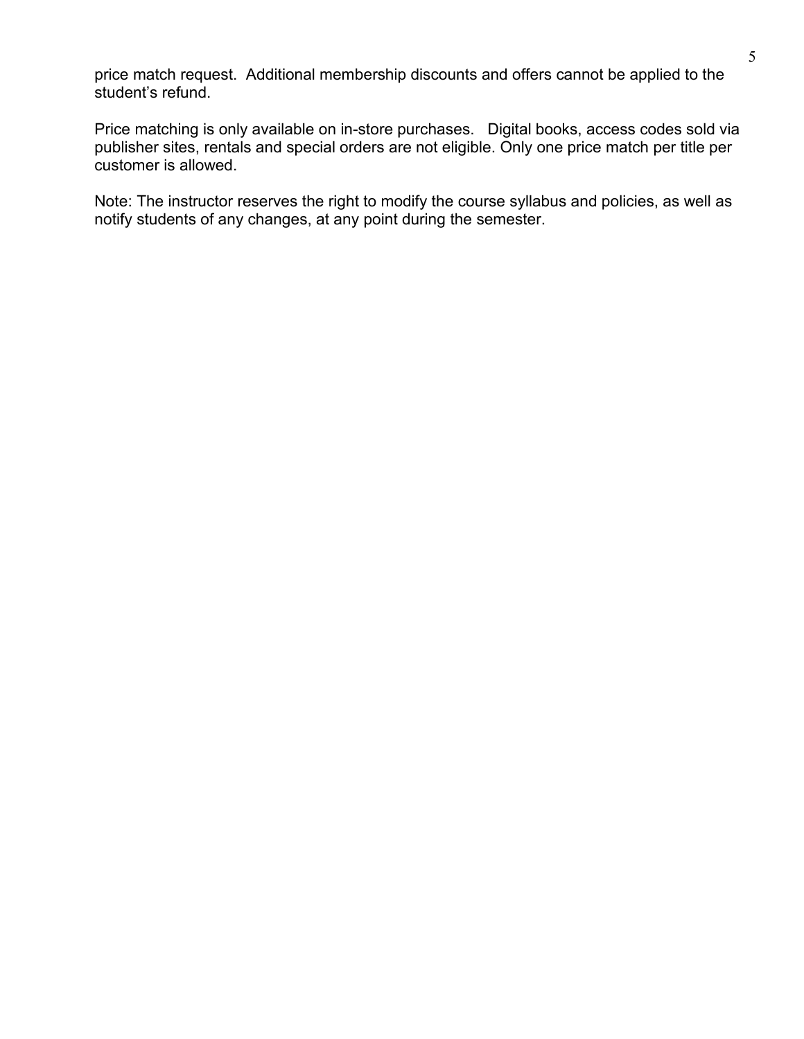price match request. Additional membership discounts and offers cannot be applied to the student's refund.

Price matching is only available on in-store purchases. Digital books, access codes sold via publisher sites, rentals and special orders are not eligible. Only one price match per title per customer is allowed.

Note: The instructor reserves the right to modify the course syllabus and policies, as well as notify students of any changes, at any point during the semester.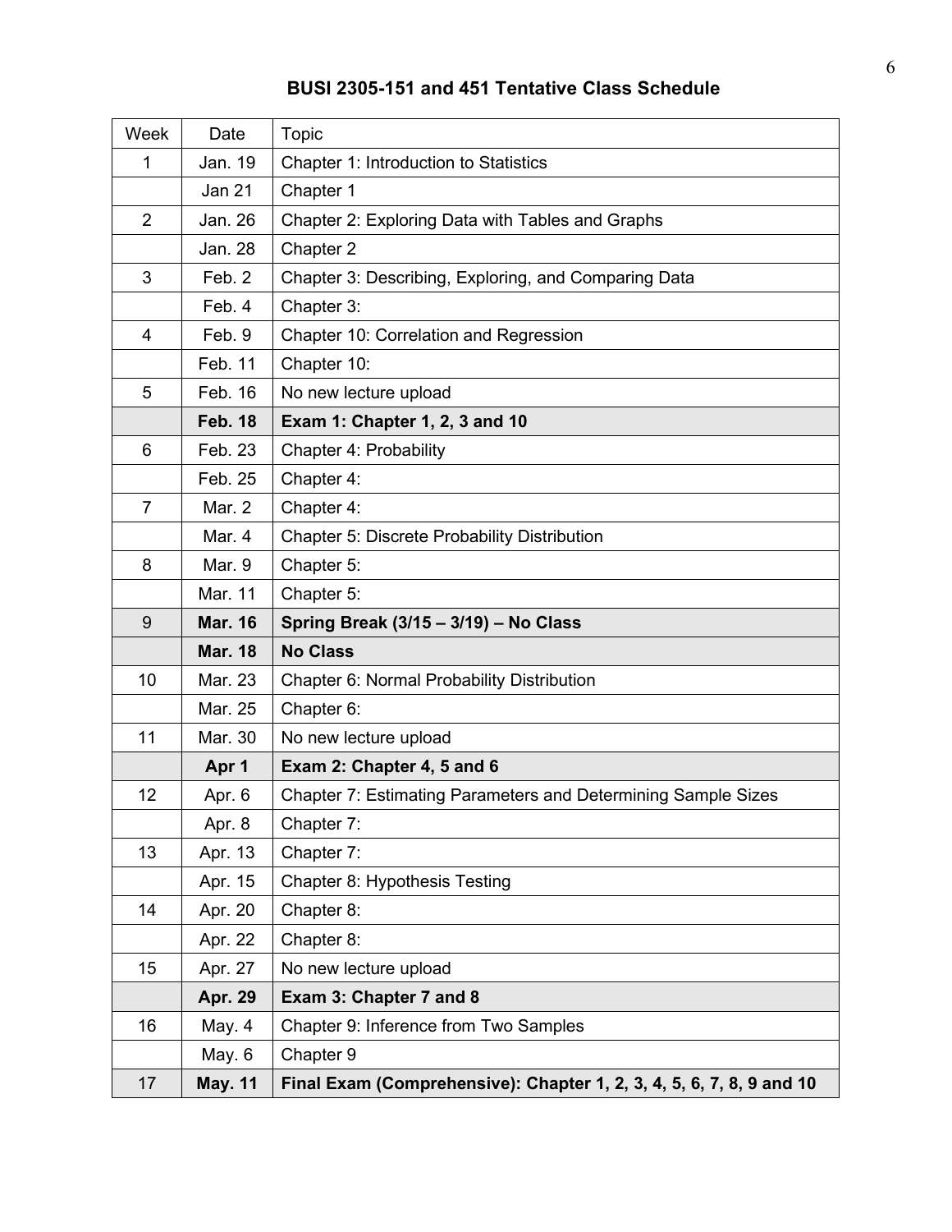# BUSI 2305-151 and 451 Tentative Class Schedule

| Week | Date | Topic |
|---|---|---|
| 1 | Jan. 19 | Chapter 1: Introduction to Statistics |
| | Jan 21 | Chapter 1 |
| 2 | Jan. 26 | Chapter 2: Exploring Data with Tables and Graphs |
| | Jan. 28 | Chapter 2 |
| 3 | Feb. 2 | Chapter 3: Describing, Exploring, and Comparing Data |
| | Feb. 4 | Chapter 3: |
| 4 | Feb. 9 | Chapter 10: Correlation and Regression |
| | Feb. 11 | Chapter 10: |
| 5 | Feb. 16 | No new lecture upload |
| | **Feb. 18** | **Exam 1: Chapter 1, 2, 3 and 10** |
| 6 | Feb. 23 | Chapter 4: Probability |
| | Feb. 25 | Chapter 4: |
| 7 | Mar. 2 | Chapter 4: |
| | Mar. 4 | Chapter 5: Discrete Probability Distribution |
| 8 | Mar. 9 | Chapter 5: |
| | Mar. 11 | Chapter 5: |
| 9 | **Mar. 16** | **Spring Break (3/15 – 3/19) – No Class** |
| | **Mar. 18** | **No Class** |
| 10 | Mar. 23 | Chapter 6: Normal Probability Distribution |
| | Mar. 25 | Chapter 6: |
| 11 | Mar. 30 | No new lecture upload |
| | **Apr 1** | **Exam 2: Chapter 4, 5 and 6** |
| 12 | Apr. 6 | Chapter 7: Estimating Parameters and Determining Sample Sizes |
| | Apr. 8 | Chapter 7: |
| 13 | Apr. 13 | Chapter 7: |
| | Apr. 15 | Chapter 8: Hypothesis Testing |
| 14 | Apr. 20 | Chapter 8: |
| | Apr. 22 | Chapter 8: |
| 15 | Apr. 27 | No new lecture upload |
| | **Apr. 29** | **Exam 3: Chapter 7 and 8** |
| 16 | May. 4 | Chapter 9: Inference from Two Samples |
| | May. 6 | Chapter 9 |
| 17 | **May. 11** | **Final Exam (Comprehensive): Chapter 1, 2, 3, 4, 5, 6, 7, 8, 9 and 10** |